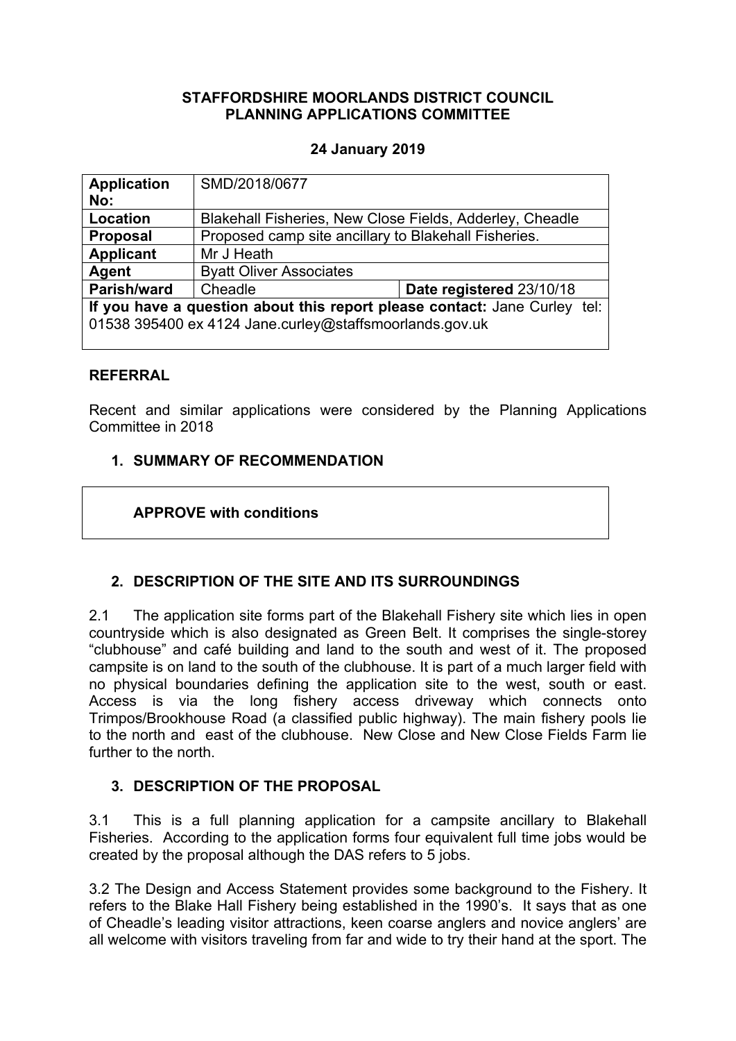**STAFFORDSHIRE MOORLANDS DISTRICT COUNCIL**
**PLANNING APPLICATIONS COMMITTEE**

**24 January 2019**

| **Application No:** | SMD/2018/0677 | |
|---|---|---|
| **Location** | Blakehall Fisheries, New Close Fields, Adderley, Cheadle | |
| **Proposal** | Proposed camp site ancillary to Blakehall Fisheries. | |
| **Applicant** | Mr J Heath | |
| **Agent** | Byatt Oliver Associates | |
| **Parish/ward** | Cheadle | **Date registered** 23/10/18 |
| **If you have a question about this report please contact:** Jane Curley tel: 01538 395400 ex 4124 Jane.curley@staffsmoorlands.gov.uk | | |

## REFERRAL

Recent and similar applications were considered by the Planning Applications Committee in 2018

## 1. SUMMARY OF RECOMMENDATION

**APPROVE with conditions**

## 2. DESCRIPTION OF THE SITE AND ITS SURROUNDINGS

2.1 The application site forms part of the Blakehall Fishery site which lies in open countryside which is also designated as Green Belt. It comprises the single-storey "clubhouse" and café building and land to the south and west of it. The proposed campsite is on land to the south of the clubhouse. It is part of a much larger field with no physical boundaries defining the application site to the west, south or east. Access is via the long fishery access driveway which connects onto Trimpos/Brookhouse Road (a classified public highway). The main fishery pools lie to the north and east of the clubhouse. New Close and New Close Fields Farm lie further to the north.

## 3. DESCRIPTION OF THE PROPOSAL

3.1 This is a full planning application for a campsite ancillary to Blakehall Fisheries. According to the application forms four equivalent full time jobs would be created by the proposal although the DAS refers to 5 jobs.

3.2 The Design and Access Statement provides some background to the Fishery. It refers to the Blake Hall Fishery being established in the 1990's. It says that as one of Cheadle's leading visitor attractions, keen coarse anglers and novice anglers' are all welcome with visitors traveling from far and wide to try their hand at the sport. The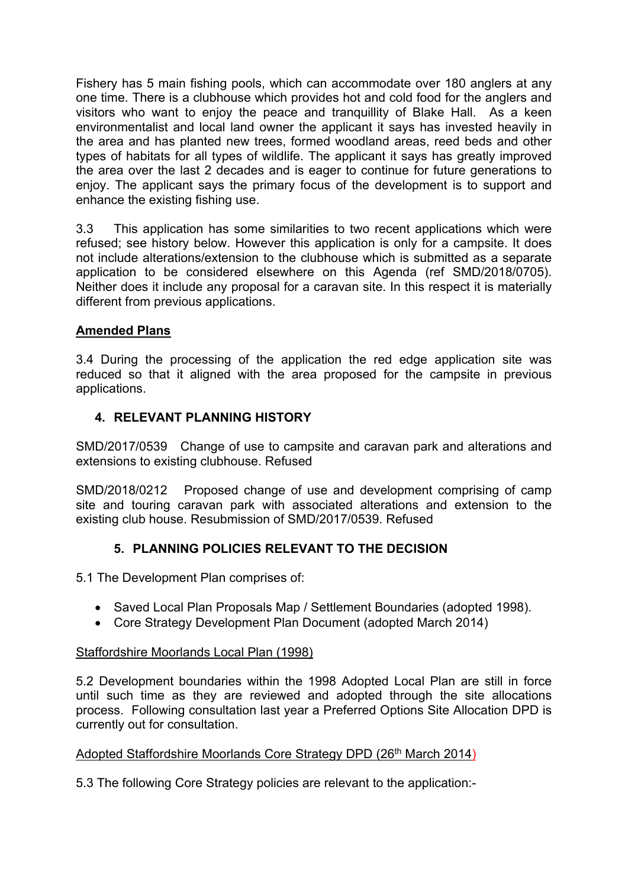Fishery has 5 main fishing pools, which can accommodate over 180 anglers at any one time. There is a clubhouse which provides hot and cold food for the anglers and visitors who want to enjoy the peace and tranquillity of Blake Hall. As a keen environmentalist and local land owner the applicant it says has invested heavily in the area and has planted new trees, formed woodland areas, reed beds and other types of habitats for all types of wildlife. The applicant it says has greatly improved the area over the last 2 decades and is eager to continue for future generations to enjoy. The applicant says the primary focus of the development is to support and enhance the existing fishing use.

3.3 This application has some similarities to two recent applications which were refused; see history below. However this application is only for a campsite. It does not include alterations/extension to the clubhouse which is submitted as a separate application to be considered elsewhere on this Agenda (ref SMD/2018/0705). Neither does it include any proposal for a caravan site. In this respect it is materially different from previous applications.

**Amended Plans**

3.4 During the processing of the application the red edge application site was reduced so that it aligned with the area proposed for the campsite in previous applications.

## 4. RELEVANT PLANNING HISTORY

SMD/2017/0539 Change of use to campsite and caravan park and alterations and extensions to existing clubhouse. Refused

SMD/2018/0212 Proposed change of use and development comprising of camp site and touring caravan park with associated alterations and extension to the existing club house. Resubmission of SMD/2017/0539. Refused

## 5. PLANNING POLICIES RELEVANT TO THE DECISION

5.1 The Development Plan comprises of:

- Saved Local Plan Proposals Map / Settlement Boundaries (adopted 1998).
- Core Strategy Development Plan Document (adopted March 2014)

Staffordshire Moorlands Local Plan (1998)

5.2 Development boundaries within the 1998 Adopted Local Plan are still in force until such time as they are reviewed and adopted through the site allocations process. Following consultation last year a Preferred Options Site Allocation DPD is currently out for consultation.

Adopted Staffordshire Moorlands Core Strategy DPD (26th March 2014)

5.3 The following Core Strategy policies are relevant to the application:-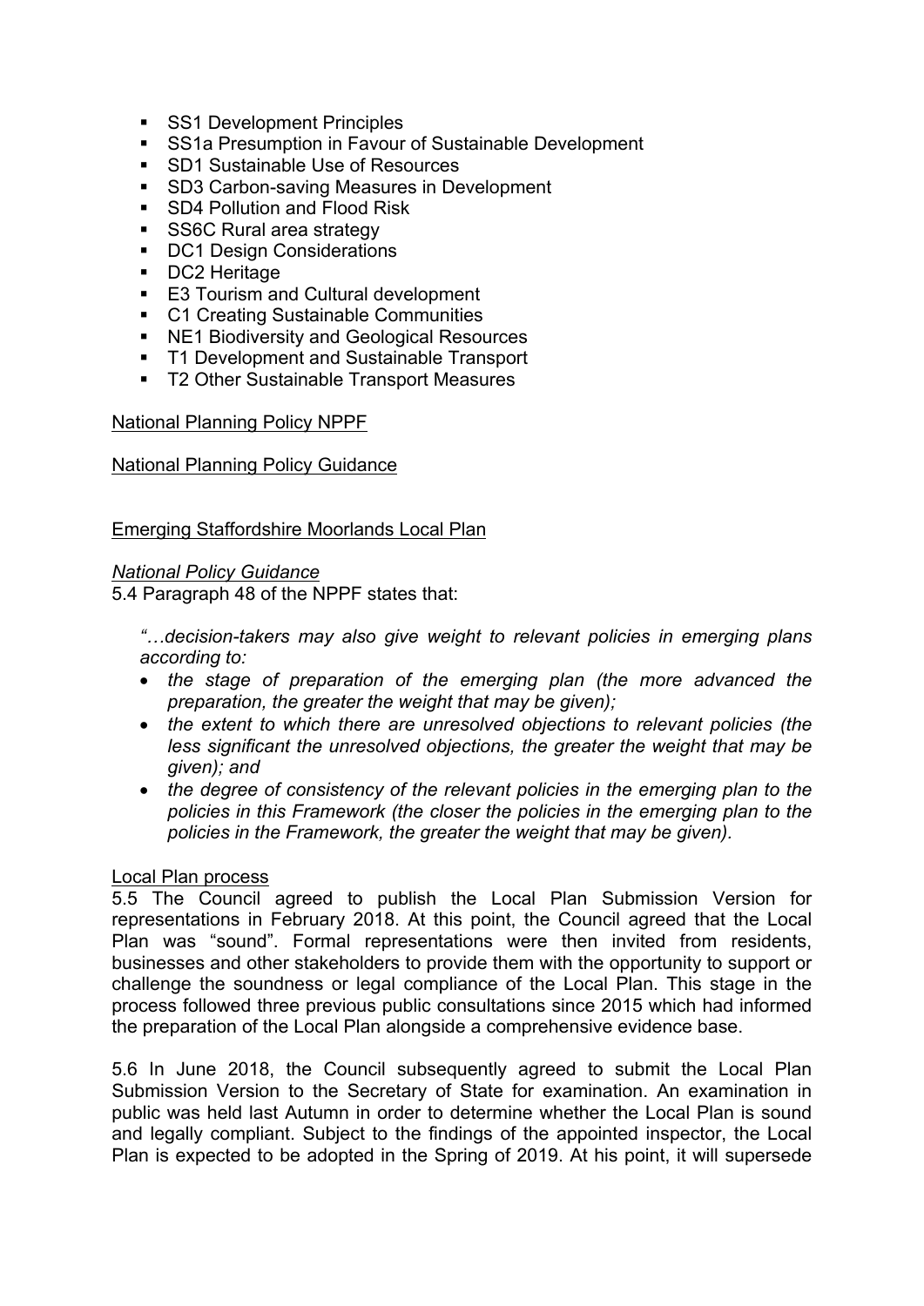- SS1 Development Principles
- SS1a Presumption in Favour of Sustainable Development
- SD1 Sustainable Use of Resources
- SD3 Carbon-saving Measures in Development
- SD4 Pollution and Flood Risk
- SS6C Rural area strategy
- DC1 Design Considerations
- DC2 Heritage
- E3 Tourism and Cultural development
- C1 Creating Sustainable Communities
- NE1 Biodiversity and Geological Resources
- T1 Development and Sustainable Transport
- T2 Other Sustainable Transport Measures

National Planning Policy NPPF

National Planning Policy Guidance

Emerging Staffordshire Moorlands Local Plan

*National Policy Guidance*

5.4 Paragraph 48 of the NPPF states that:

> *"…decision-takers may also give weight to relevant policies in emerging plans according to:*
>
> - *the stage of preparation of the emerging plan (the more advanced the preparation, the greater the weight that may be given);*
> - *the extent to which there are unresolved objections to relevant policies (the less significant the unresolved objections, the greater the weight that may be given); and*
> - *the degree of consistency of the relevant policies in the emerging plan to the policies in this Framework (the closer the policies in the emerging plan to the policies in the Framework, the greater the weight that may be given).*

Local Plan process

5.5 The Council agreed to publish the Local Plan Submission Version for representations in February 2018. At this point, the Council agreed that the Local Plan was "sound". Formal representations were then invited from residents, businesses and other stakeholders to provide them with the opportunity to support or challenge the soundness or legal compliance of the Local Plan. This stage in the process followed three previous public consultations since 2015 which had informed the preparation of the Local Plan alongside a comprehensive evidence base.

5.6 In June 2018, the Council subsequently agreed to submit the Local Plan Submission Version to the Secretary of State for examination. An examination in public was held last Autumn in order to determine whether the Local Plan is sound and legally compliant. Subject to the findings of the appointed inspector, the Local Plan is expected to be adopted in the Spring of 2019. At his point, it will supersede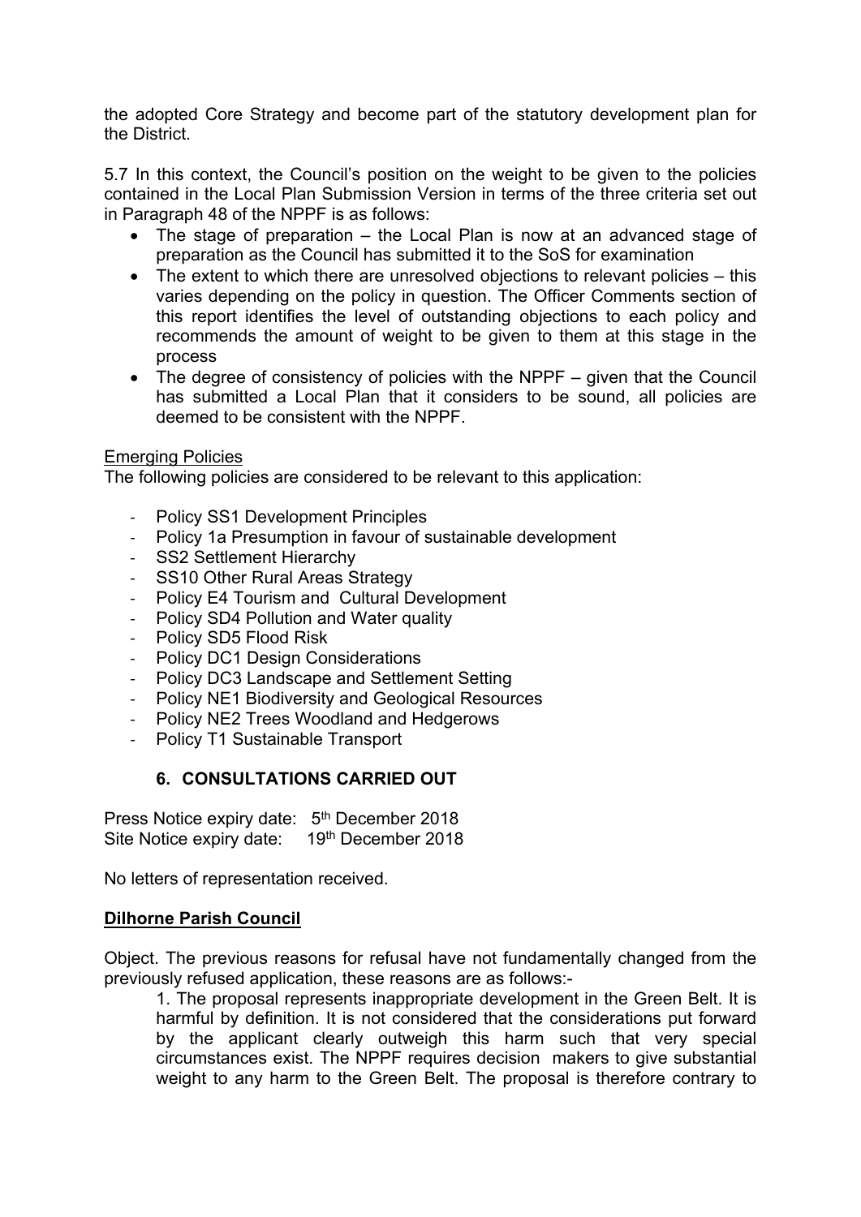the adopted Core Strategy and become part of the statutory development plan for the District.

5.7 In this context, the Council's position on the weight to be given to the policies contained in the Local Plan Submission Version in terms of the three criteria set out in Paragraph 48 of the NPPF is as follows:

- The stage of preparation – the Local Plan is now at an advanced stage of preparation as the Council has submitted it to the SoS for examination
- The extent to which there are unresolved objections to relevant policies – this varies depending on the policy in question. The Officer Comments section of this report identifies the level of outstanding objections to each policy and recommends the amount of weight to be given to them at this stage in the process
- The degree of consistency of policies with the NPPF – given that the Council has submitted a Local Plan that it considers to be sound, all policies are deemed to be consistent with the NPPF.

Emerging Policies

The following policies are considered to be relevant to this application:

- Policy SS1 Development Principles
- Policy 1a Presumption in favour of sustainable development
- SS2 Settlement Hierarchy
- SS10 Other Rural Areas Strategy
- Policy E4 Tourism and Cultural Development
- Policy SD4 Pollution and Water quality
- Policy SD5 Flood Risk
- Policy DC1 Design Considerations
- Policy DC3 Landscape and Settlement Setting
- Policy NE1 Biodiversity and Geological Resources
- Policy NE2 Trees Woodland and Hedgerows
- Policy T1 Sustainable Transport

## 6. CONSULTATIONS CARRIED OUT

Press Notice expiry date: 5th December 2018
Site Notice expiry date: 19th December 2018

No letters of representation received.

**Dilhorne Parish Council**

Object. The previous reasons for refusal have not fundamentally changed from the previously refused application, these reasons are as follows:-

1. The proposal represents inappropriate development in the Green Belt. It is harmful by definition. It is not considered that the considerations put forward by the applicant clearly outweigh this harm such that very special circumstances exist. The NPPF requires decision makers to give substantial weight to any harm to the Green Belt. The proposal is therefore contrary to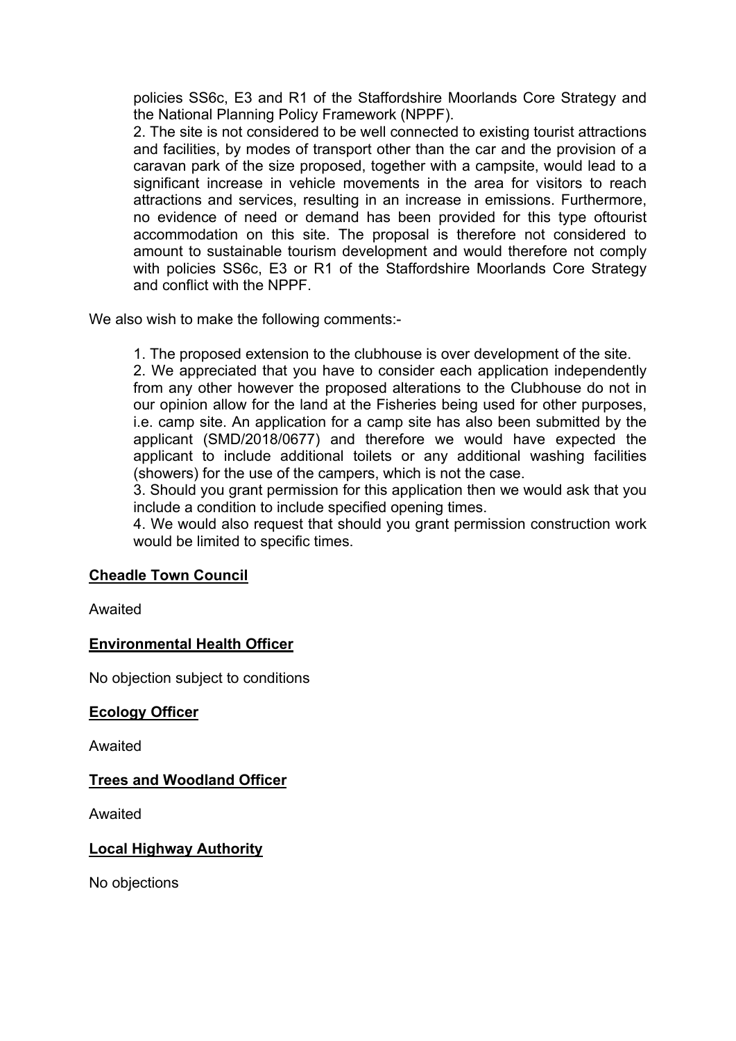policies SS6c, E3 and R1 of the Staffordshire Moorlands Core Strategy and the National Planning Policy Framework (NPPF).

2. The site is not considered to be well connected to existing tourist attractions and facilities, by modes of transport other than the car and the provision of a caravan park of the size proposed, together with a campsite, would lead to a significant increase in vehicle movements in the area for visitors to reach attractions and services, resulting in an increase in emissions. Furthermore, no evidence of need or demand has been provided for this type oftourist accommodation on this site. The proposal is therefore not considered to amount to sustainable tourism development and would therefore not comply with policies SS6c, E3 or R1 of the Staffordshire Moorlands Core Strategy and conflict with the NPPF.

We also wish to make the following comments:-

1. The proposed extension to the clubhouse is over development of the site.
2. We appreciated that you have to consider each application independently from any other however the proposed alterations to the Clubhouse do not in our opinion allow for the land at the Fisheries being used for other purposes, i.e. camp site. An application for a camp site has also been submitted by the applicant (SMD/2018/0677) and therefore we would have expected the applicant to include additional toilets or any additional washing facilities (showers) for the use of the campers, which is not the case.
3. Should you grant permission for this application then we would ask that you include a condition to include specified opening times.
4. We would also request that should you grant permission construction work would be limited to specific times.

**Cheadle Town Council**

Awaited

**Environmental Health Officer**

No objection subject to conditions

**Ecology Officer**

Awaited

**Trees and Woodland Officer**

Awaited

**Local Highway Authority**

No objections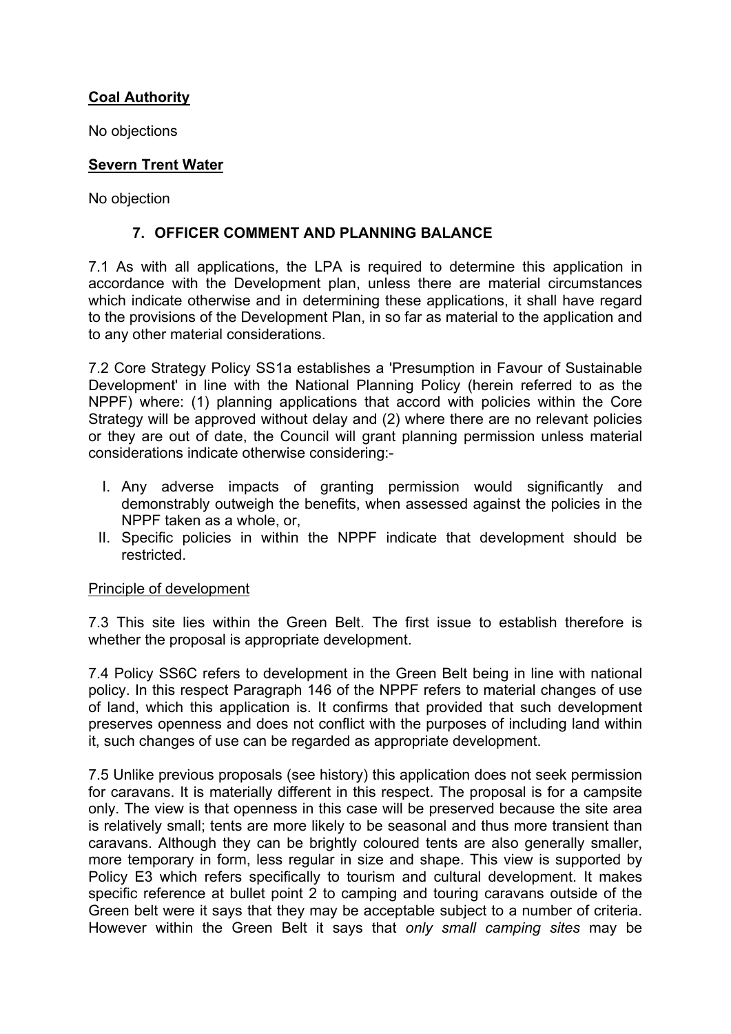**Coal Authority**

No objections

**Severn Trent Water**

No objection

## 7. OFFICER COMMENT AND PLANNING BALANCE

7.1 As with all applications, the LPA is required to determine this application in accordance with the Development plan, unless there are material circumstances which indicate otherwise and in determining these applications, it shall have regard to the provisions of the Development Plan, in so far as material to the application and to any other material considerations.

7.2 Core Strategy Policy SS1a establishes a 'Presumption in Favour of Sustainable Development' in line with the National Planning Policy (herein referred to as the NPPF) where: (1) planning applications that accord with policies within the Core Strategy will be approved without delay and (2) where there are no relevant policies or they are out of date, the Council will grant planning permission unless material considerations indicate otherwise considering:-

I. Any adverse impacts of granting permission would significantly and demonstrably outweigh the benefits, when assessed against the policies in the NPPF taken as a whole, or,
II. Specific policies in within the NPPF indicate that development should be restricted.

Principle of development

7.3 This site lies within the Green Belt. The first issue to establish therefore is whether the proposal is appropriate development.

7.4 Policy SS6C refers to development in the Green Belt being in line with national policy. In this respect Paragraph 146 of the NPPF refers to material changes of use of land, which this application is. It confirms that provided that such development preserves openness and does not conflict with the purposes of including land within it, such changes of use can be regarded as appropriate development.

7.5 Unlike previous proposals (see history) this application does not seek permission for caravans. It is materially different in this respect. The proposal is for a campsite only. The view is that openness in this case will be preserved because the site area is relatively small; tents are more likely to be seasonal and thus more transient than caravans. Although they can be brightly coloured tents are also generally smaller, more temporary in form, less regular in size and shape. This view is supported by Policy E3 which refers specifically to tourism and cultural development. It makes specific reference at bullet point 2 to camping and touring caravans outside of the Green belt were it says that they may be acceptable subject to a number of criteria. However within the Green Belt it says that *only small camping sites* may be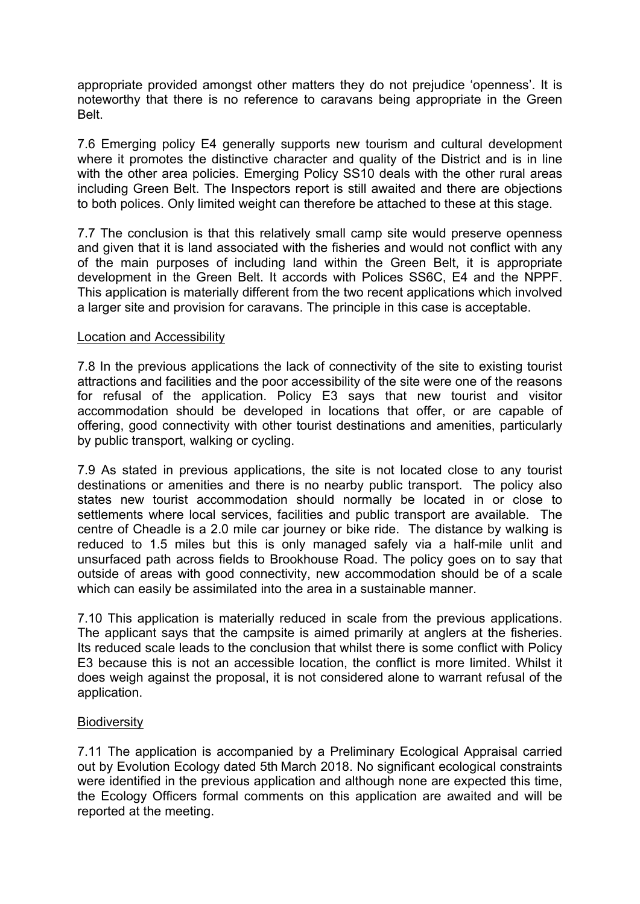appropriate provided amongst other matters they do not prejudice 'openness'. It is noteworthy that there is no reference to caravans being appropriate in the Green Belt.

7.6 Emerging policy E4 generally supports new tourism and cultural development where it promotes the distinctive character and quality of the District and is in line with the other area policies. Emerging Policy SS10 deals with the other rural areas including Green Belt. The Inspectors report is still awaited and there are objections to both polices. Only limited weight can therefore be attached to these at this stage.

7.7 The conclusion is that this relatively small camp site would preserve openness and given that it is land associated with the fisheries and would not conflict with any of the main purposes of including land within the Green Belt, it is appropriate development in the Green Belt. It accords with Polices SS6C, E4 and the NPPF. This application is materially different from the two recent applications which involved a larger site and provision for caravans. The principle in this case is acceptable.

<u>Location and Accessibility</u>

7.8 In the previous applications the lack of connectivity of the site to existing tourist attractions and facilities and the poor accessibility of the site were one of the reasons for refusal of the application. Policy E3 says that new tourist and visitor accommodation should be developed in locations that offer, or are capable of offering, good connectivity with other tourist destinations and amenities, particularly by public transport, walking or cycling.

7.9 As stated in previous applications, the site is not located close to any tourist destinations or amenities and there is no nearby public transport. The policy also states new tourist accommodation should normally be located in or close to settlements where local services, facilities and public transport are available. The centre of Cheadle is a 2.0 mile car journey or bike ride. The distance by walking is reduced to 1.5 miles but this is only managed safely via a half-mile unlit and unsurfaced path across fields to Brookhouse Road. The policy goes on to say that outside of areas with good connectivity, new accommodation should be of a scale which can easily be assimilated into the area in a sustainable manner.

7.10 This application is materially reduced in scale from the previous applications. The applicant says that the campsite is aimed primarily at anglers at the fisheries. Its reduced scale leads to the conclusion that whilst there is some conflict with Policy E3 because this is not an accessible location, the conflict is more limited. Whilst it does weigh against the proposal, it is not considered alone to warrant refusal of the application.

<u>Biodiversity</u>

7.11 The application is accompanied by a Preliminary Ecological Appraisal carried out by Evolution Ecology dated 5th March 2018. No significant ecological constraints were identified in the previous application and although none are expected this time, the Ecology Officers formal comments on this application are awaited and will be reported at the meeting.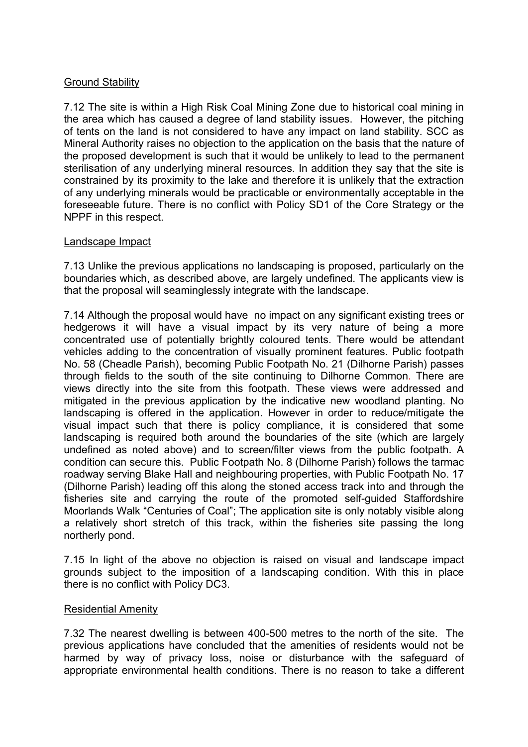## Ground Stability

7.12 The site is within a High Risk Coal Mining Zone due to historical coal mining in the area which has caused a degree of land stability issues. However, the pitching of tents on the land is not considered to have any impact on land stability. SCC as Mineral Authority raises no objection to the application on the basis that the nature of the proposed development is such that it would be unlikely to lead to the permanent sterilisation of any underlying mineral resources. In addition they say that the site is constrained by its proximity to the lake and therefore it is unlikely that the extraction of any underlying minerals would be practicable or environmentally acceptable in the foreseeable future. There is no conflict with Policy SD1 of the Core Strategy or the NPPF in this respect.

## Landscape Impact

7.13 Unlike the previous applications no landscaping is proposed, particularly on the boundaries which, as described above, are largely undefined. The applicants view is that the proposal will seaminglessly integrate with the landscape.

7.14 Although the proposal would have no impact on any significant existing trees or hedgerows it will have a visual impact by its very nature of being a more concentrated use of potentially brightly coloured tents. There would be attendant vehicles adding to the concentration of visually prominent features. Public footpath No. 58 (Cheadle Parish), becoming Public Footpath No. 21 (Dilhorne Parish) passes through fields to the south of the site continuing to Dilhorne Common. There are views directly into the site from this footpath. These views were addressed and mitigated in the previous application by the indicative new woodland planting. No landscaping is offered in the application. However in order to reduce/mitigate the visual impact such that there is policy compliance, it is considered that some landscaping is required both around the boundaries of the site (which are largely undefined as noted above) and to screen/filter views from the public footpath. A condition can secure this. Public Footpath No. 8 (Dilhorne Parish) follows the tarmac roadway serving Blake Hall and neighbouring properties, with Public Footpath No. 17 (Dilhorne Parish) leading off this along the stoned access track into and through the fisheries site and carrying the route of the promoted self-guided Staffordshire Moorlands Walk "Centuries of Coal"; The application site is only notably visible along a relatively short stretch of this track, within the fisheries site passing the long northerly pond.

7.15 In light of the above no objection is raised on visual and landscape impact grounds subject to the imposition of a landscaping condition. With this in place there is no conflict with Policy DC3.

## Residential Amenity

7.32 The nearest dwelling is between 400-500 metres to the north of the site. The previous applications have concluded that the amenities of residents would not be harmed by way of privacy loss, noise or disturbance with the safeguard of appropriate environmental health conditions. There is no reason to take a different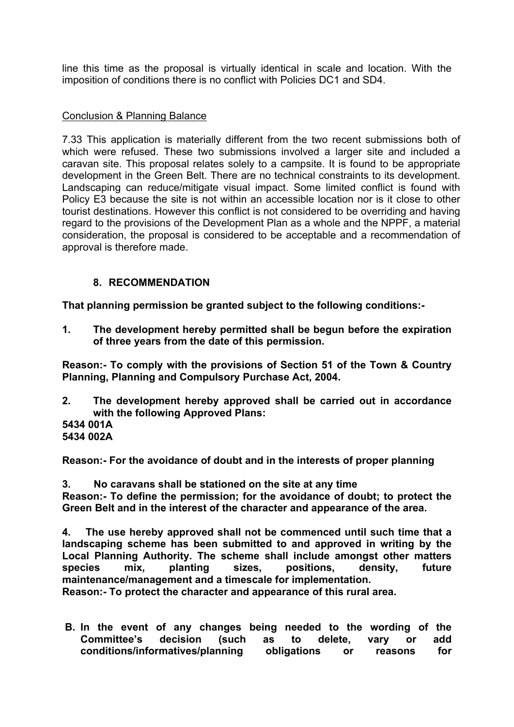line this time as the proposal is virtually identical in scale and location. With the imposition of conditions there is no conflict with Policies DC1 and SD4.

Conclusion & Planning Balance

7.33 This application is materially different from the two recent submissions both of which were refused. These two submissions involved a larger site and included a caravan site. This proposal relates solely to a campsite. It is found to be appropriate development in the Green Belt. There are no technical constraints to its development. Landscaping can reduce/mitigate visual impact. Some limited conflict is found with Policy E3 because the site is not within an accessible location nor is it close to other tourist destinations. However this conflict is not considered to be overriding and having regard to the provisions of the Development Plan as a whole and the NPPF, a material consideration, the proposal is considered to be acceptable and a recommendation of approval is therefore made.

## 8. RECOMMENDATION

**That planning permission be granted subject to the following conditions:-**

**1. The development hereby permitted shall be begun before the expiration of three years from the date of this permission.**

**Reason:- To comply with the provisions of Section 51 of the Town & Country Planning, Planning and Compulsory Purchase Act, 2004.**

**2. The development hereby approved shall be carried out in accordance with the following Approved Plans:**
**5434 001A**
**5434 002A**

**Reason:- For the avoidance of doubt and in the interests of proper planning**

**3. No caravans shall be stationed on the site at any time**
**Reason:- To define the permission; for the avoidance of doubt; to protect the Green Belt and in the interest of the character and appearance of the area.**

**4. The use hereby approved shall not be commenced until such time that a landscaping scheme has been submitted to and approved in writing by the Local Planning Authority. The scheme shall include amongst other matters species mix, planting sizes, positions, density, future maintenance/management and a timescale for implementation.**
**Reason:- To protect the character and appearance of this rural area.**

**B. In the event of any changes being needed to the wording of the Committee's decision (such as to delete, vary or add conditions/informatives/planning obligations or reasons for**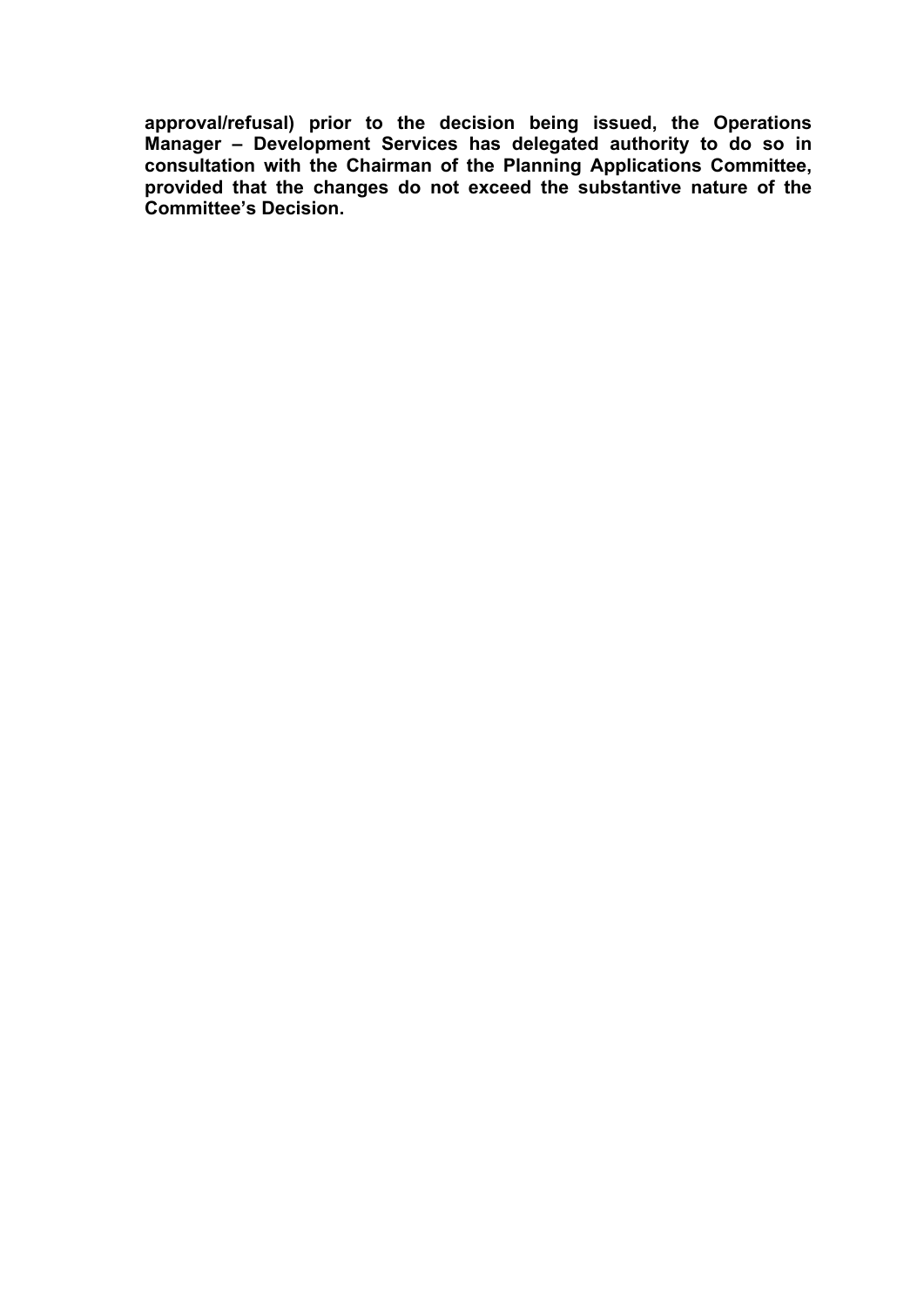**approval/refusal) prior to the decision being issued, the Operations Manager – Development Services has delegated authority to do so in consultation with the Chairman of the Planning Applications Committee, provided that the changes do not exceed the substantive nature of the Committee's Decision.**